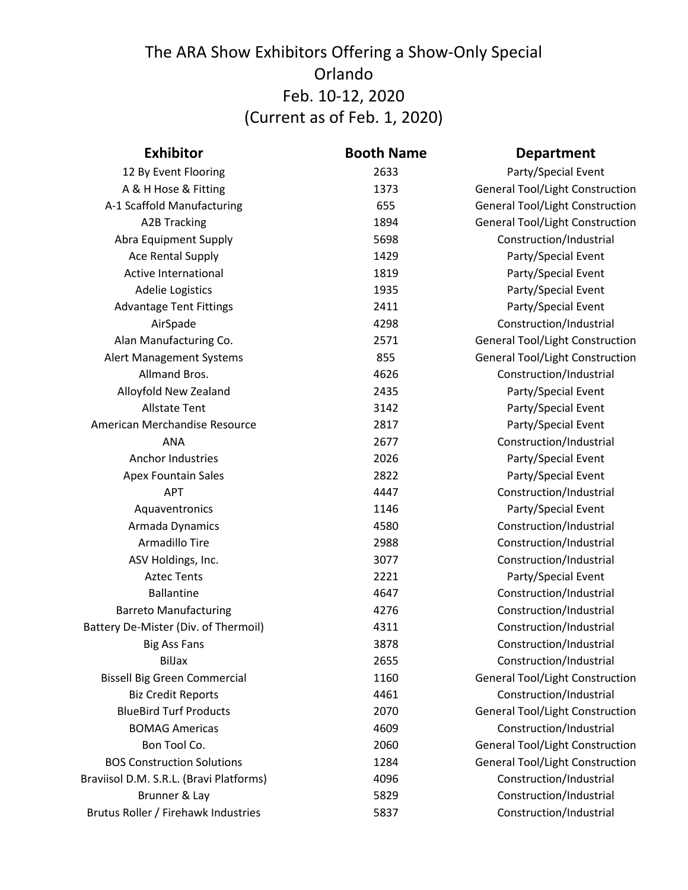# The ARA Show Exhibitors Offering a Show-Only Special
## Orlando
## Feb. 10-12, 2020
## (Current as of Feb. 1, 2020)

| Exhibitor | Booth Name | Department |
|---|---|---|
| 12 By Event Flooring | 2633 | Party/Special Event |
| A & H Hose & Fitting | 1373 | General Tool/Light Construction |
| A-1 Scaffold Manufacturing | 655 | General Tool/Light Construction |
| A2B Tracking | 1894 | General Tool/Light Construction |
| Abra Equipment Supply | 5698 | Construction/Industrial |
| Ace Rental Supply | 1429 | Party/Special Event |
| Active International | 1819 | Party/Special Event |
| Adelie Logistics | 1935 | Party/Special Event |
| Advantage Tent Fittings | 2411 | Party/Special Event |
| AirSpade | 4298 | Construction/Industrial |
| Alan Manufacturing Co. | 2571 | General Tool/Light Construction |
| Alert Management Systems | 855 | General Tool/Light Construction |
| Allmand Bros. | 4626 | Construction/Industrial |
| Alloyfold New Zealand | 2435 | Party/Special Event |
| Allstate Tent | 3142 | Party/Special Event |
| American Merchandise Resource | 2817 | Party/Special Event |
| ANA | 2677 | Construction/Industrial |
| Anchor Industries | 2026 | Party/Special Event |
| Apex Fountain Sales | 2822 | Party/Special Event |
| APT | 4447 | Construction/Industrial |
| Aquaventronics | 1146 | Party/Special Event |
| Armada Dynamics | 4580 | Construction/Industrial |
| Armadillo Tire | 2988 | Construction/Industrial |
| ASV Holdings, Inc. | 3077 | Construction/Industrial |
| Aztec Tents | 2221 | Party/Special Event |
| Ballantine | 4647 | Construction/Industrial |
| Barreto Manufacturing | 4276 | Construction/Industrial |
| Battery De-Mister (Div. of Thermoil) | 4311 | Construction/Industrial |
| Big Ass Fans | 3878 | Construction/Industrial |
| BilJax | 2655 | Construction/Industrial |
| Bissell Big Green Commercial | 1160 | General Tool/Light Construction |
| Biz Credit Reports | 4461 | Construction/Industrial |
| BlueBird Turf Products | 2070 | General Tool/Light Construction |
| BOMAG Americas | 4609 | Construction/Industrial |
| Bon Tool Co. | 2060 | General Tool/Light Construction |
| BOS Construction Solutions | 1284 | General Tool/Light Construction |
| Braviisol D.M. S.R.L. (Bravi Platforms) | 4096 | Construction/Industrial |
| Brunner & Lay | 5829 | Construction/Industrial |
| Brutus Roller / Firehawk Industries | 5837 | Construction/Industrial |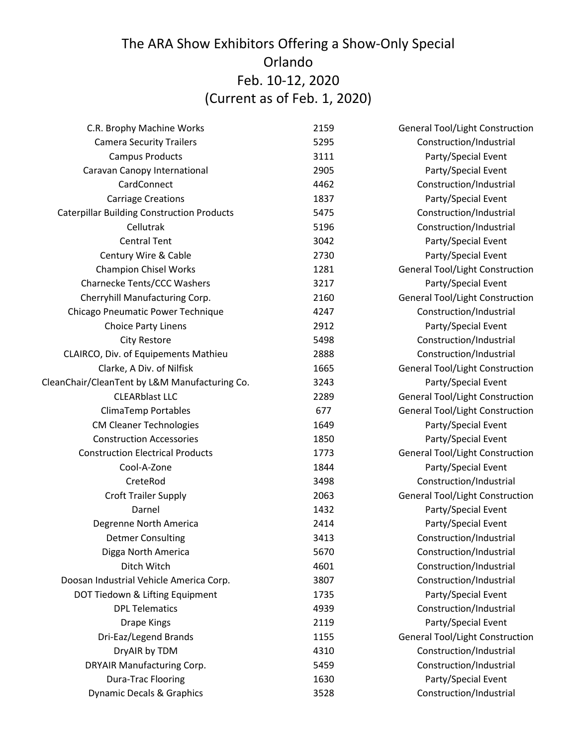# The ARA Show Exhibitors Offering a Show-Only Special
# Orlando
# Feb. 10-12, 2020
# (Current as of Feb. 1, 2020)

| | | |
|---|---|---|
| C.R. Brophy Machine Works | 2159 | General Tool/Light Construction |
| Camera Security Trailers | 5295 | Construction/Industrial |
| Campus Products | 3111 | Party/Special Event |
| Caravan Canopy International | 2905 | Party/Special Event |
| CardConnect | 4462 | Construction/Industrial |
| Carriage Creations | 1837 | Party/Special Event |
| Caterpillar Building Construction Products | 5475 | Construction/Industrial |
| Cellutrak | 5196 | Construction/Industrial |
| Central Tent | 3042 | Party/Special Event |
| Century Wire & Cable | 2730 | Party/Special Event |
| Champion Chisel Works | 1281 | General Tool/Light Construction |
| Charnecke Tents/CCC Washers | 3217 | Party/Special Event |
| Cherryhill Manufacturing Corp. | 2160 | General Tool/Light Construction |
| Chicago Pneumatic Power Technique | 4247 | Construction/Industrial |
| Choice Party Linens | 2912 | Party/Special Event |
| City Restore | 5498 | Construction/Industrial |
| CLAIRCO, Div. of Equipements Mathieu | 2888 | Construction/Industrial |
| Clarke, A Div. of Nilfisk | 1665 | General Tool/Light Construction |
| CleanChair/CleanTent by L&M Manufacturing Co. | 3243 | Party/Special Event |
| CLEARblast LLC | 2289 | General Tool/Light Construction |
| ClimaTemp Portables | 677 | General Tool/Light Construction |
| CM Cleaner Technologies | 1649 | Party/Special Event |
| Construction Accessories | 1850 | Party/Special Event |
| Construction Electrical Products | 1773 | General Tool/Light Construction |
| Cool-A-Zone | 1844 | Party/Special Event |
| CreteRod | 3498 | Construction/Industrial |
| Croft Trailer Supply | 2063 | General Tool/Light Construction |
| Darnel | 1432 | Party/Special Event |
| Degrenne North America | 2414 | Party/Special Event |
| Detmer Consulting | 3413 | Construction/Industrial |
| Digga North America | 5670 | Construction/Industrial |
| Ditch Witch | 4601 | Construction/Industrial |
| Doosan Industrial Vehicle America Corp. | 3807 | Construction/Industrial |
| DOT Tiedown & Lifting Equipment | 1735 | Party/Special Event |
| DPL Telematics | 4939 | Construction/Industrial |
| Drape Kings | 2119 | Party/Special Event |
| Dri-Eaz/Legend Brands | 1155 | General Tool/Light Construction |
| DryAIR by TDM | 4310 | Construction/Industrial |
| DRYAIR Manufacturing Corp. | 5459 | Construction/Industrial |
| Dura-Trac Flooring | 1630 | Party/Special Event |
| Dynamic Decals & Graphics | 3528 | Construction/Industrial |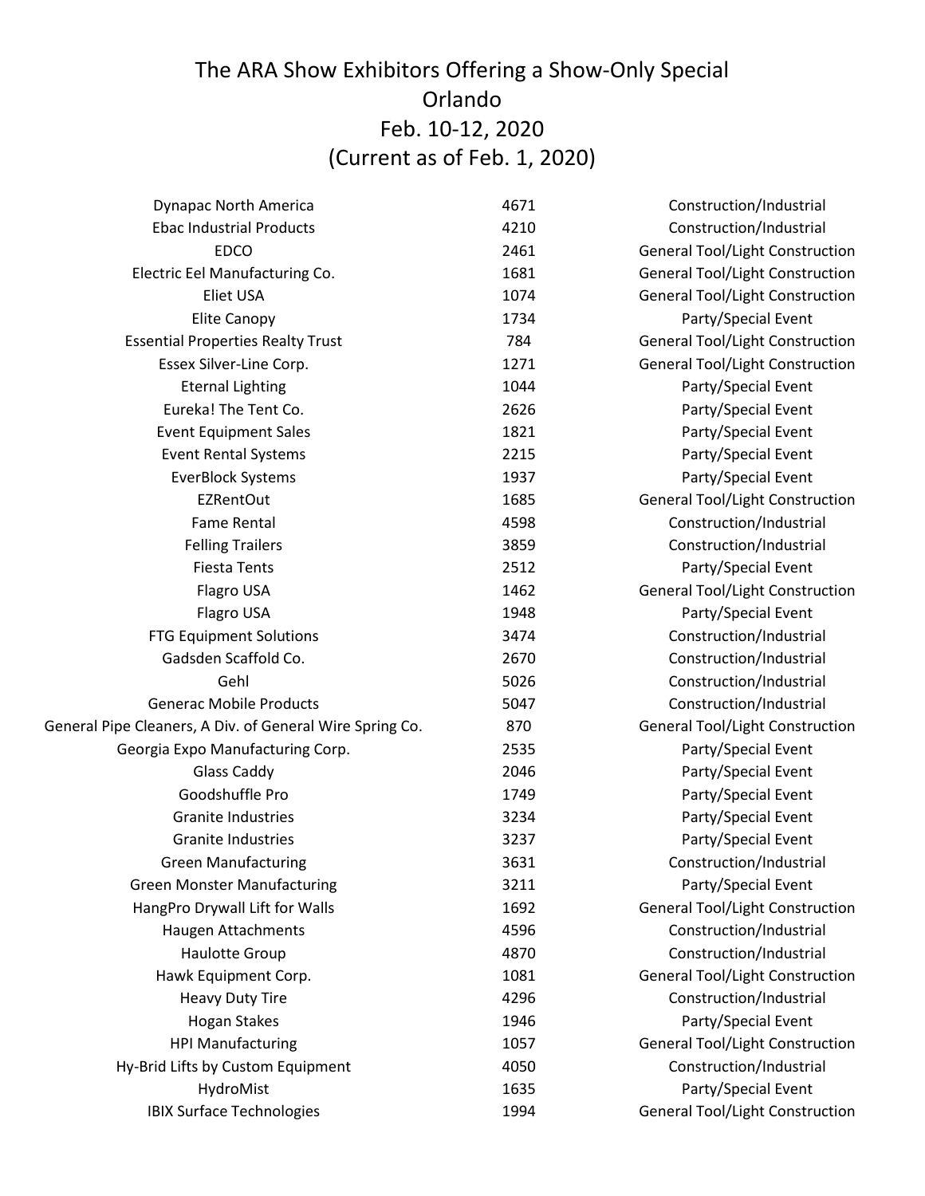# The ARA Show Exhibitors Offering a Show-Only Special
## Orlando
## Feb. 10-12, 2020
## (Current as of Feb. 1, 2020)

| Exhibitor | Booth | Category |
|---|---|---|
| Dynapac North America | 4671 | Construction/Industrial |
| Ebac Industrial Products | 4210 | Construction/Industrial |
| EDCO | 2461 | General Tool/Light Construction |
| Electric Eel Manufacturing Co. | 1681 | General Tool/Light Construction |
| Eliet USA | 1074 | General Tool/Light Construction |
| Elite Canopy | 1734 | Party/Special Event |
| Essential Properties Realty Trust | 784 | General Tool/Light Construction |
| Essex Silver-Line Corp. | 1271 | General Tool/Light Construction |
| Eternal Lighting | 1044 | Party/Special Event |
| Eureka! The Tent Co. | 2626 | Party/Special Event |
| Event Equipment Sales | 1821 | Party/Special Event |
| Event Rental Systems | 2215 | Party/Special Event |
| EverBlock Systems | 1937 | Party/Special Event |
| EZRentOut | 1685 | General Tool/Light Construction |
| Fame Rental | 4598 | Construction/Industrial |
| Felling Trailers | 3859 | Construction/Industrial |
| Fiesta Tents | 2512 | Party/Special Event |
| Flagro USA | 1462 | General Tool/Light Construction |
| Flagro USA | 1948 | Party/Special Event |
| FTG Equipment Solutions | 3474 | Construction/Industrial |
| Gadsden Scaffold Co. | 2670 | Construction/Industrial |
| Gehl | 5026 | Construction/Industrial |
| Generac Mobile Products | 5047 | Construction/Industrial |
| General Pipe Cleaners, A Div. of General Wire Spring Co. | 870 | General Tool/Light Construction |
| Georgia Expo Manufacturing Corp. | 2535 | Party/Special Event |
| Glass Caddy | 2046 | Party/Special Event |
| Goodshuffle Pro | 1749 | Party/Special Event |
| Granite Industries | 3234 | Party/Special Event |
| Granite Industries | 3237 | Party/Special Event |
| Green Manufacturing | 3631 | Construction/Industrial |
| Green Monster Manufacturing | 3211 | Party/Special Event |
| HangPro Drywall Lift for Walls | 1692 | General Tool/Light Construction |
| Haugen Attachments | 4596 | Construction/Industrial |
| Haulotte Group | 4870 | Construction/Industrial |
| Hawk Equipment Corp. | 1081 | General Tool/Light Construction |
| Heavy Duty Tire | 4296 | Construction/Industrial |
| Hogan Stakes | 1946 | Party/Special Event |
| HPI Manufacturing | 1057 | General Tool/Light Construction |
| Hy-Brid Lifts by Custom Equipment | 4050 | Construction/Industrial |
| HydroMist | 1635 | Party/Special Event |
| IBIX Surface Technologies | 1994 | General Tool/Light Construction |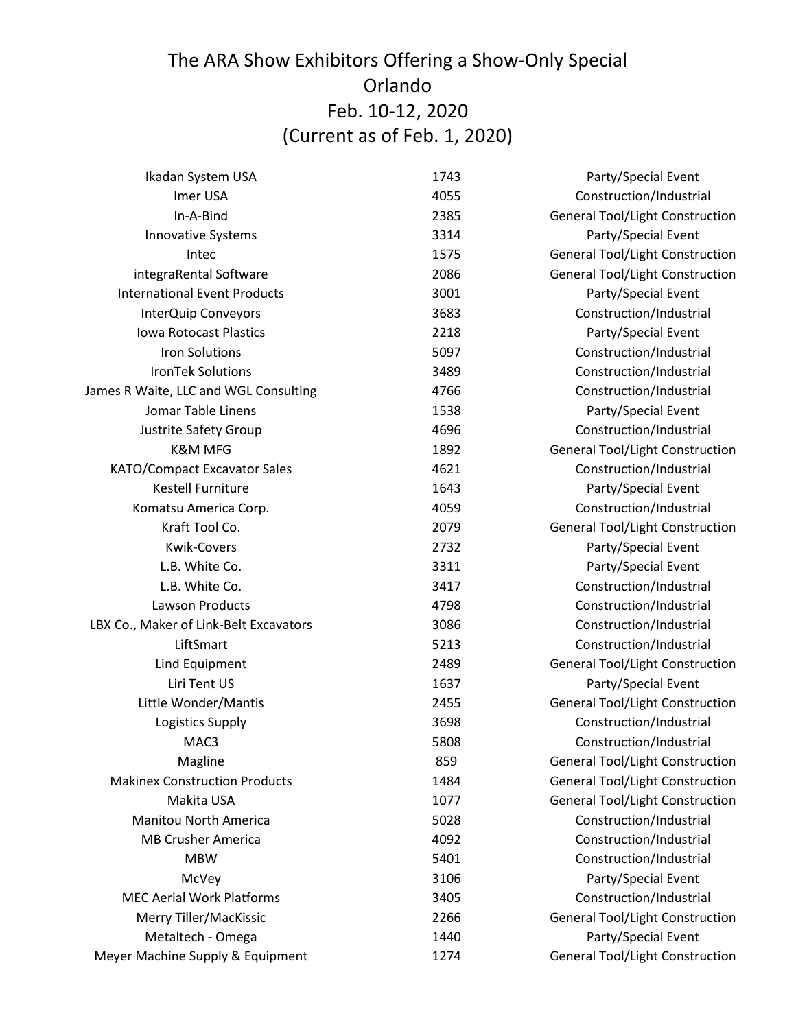# The ARA Show Exhibitors Offering a Show-Only Special
## Orlando
## Feb. 10-12, 2020
## (Current as of Feb. 1, 2020)

| | | |
|---|---|---|
| Ikadan System USA | 1743 | Party/Special Event |
| Imer USA | 4055 | Construction/Industrial |
| In-A-Bind | 2385 | General Tool/Light Construction |
| Innovative Systems | 3314 | Party/Special Event |
| Intec | 1575 | General Tool/Light Construction |
| integraRental Software | 2086 | General Tool/Light Construction |
| International Event Products | 3001 | Party/Special Event |
| InterQuip Conveyors | 3683 | Construction/Industrial |
| Iowa Rotocast Plastics | 2218 | Party/Special Event |
| Iron Solutions | 5097 | Construction/Industrial |
| IronTek Solutions | 3489 | Construction/Industrial |
| James R Waite, LLC and WGL Consulting | 4766 | Construction/Industrial |
| Jomar Table Linens | 1538 | Party/Special Event |
| Justrite Safety Group | 4696 | Construction/Industrial |
| K&M MFG | 1892 | General Tool/Light Construction |
| KATO/Compact Excavator Sales | 4621 | Construction/Industrial |
| Kestell Furniture | 1643 | Party/Special Event |
| Komatsu America Corp. | 4059 | Construction/Industrial |
| Kraft Tool Co. | 2079 | General Tool/Light Construction |
| Kwik-Covers | 2732 | Party/Special Event |
| L.B. White Co. | 3311 | Party/Special Event |
| L.B. White Co. | 3417 | Construction/Industrial |
| Lawson Products | 4798 | Construction/Industrial |
| LBX Co., Maker of Link-Belt Excavators | 3086 | Construction/Industrial |
| LiftSmart | 5213 | Construction/Industrial |
| Lind Equipment | 2489 | General Tool/Light Construction |
| Liri Tent US | 1637 | Party/Special Event |
| Little Wonder/Mantis | 2455 | General Tool/Light Construction |
| Logistics Supply | 3698 | Construction/Industrial |
| MAC3 | 5808 | Construction/Industrial |
| Magline | 859 | General Tool/Light Construction |
| Makinex Construction Products | 1484 | General Tool/Light Construction |
| Makita USA | 1077 | General Tool/Light Construction |
| Manitou North America | 5028 | Construction/Industrial |
| MB Crusher America | 4092 | Construction/Industrial |
| MBW | 5401 | Construction/Industrial |
| McVey | 3106 | Party/Special Event |
| MEC Aerial Work Platforms | 3405 | Construction/Industrial |
| Merry Tiller/MacKissic | 2266 | General Tool/Light Construction |
| Metaltech - Omega | 1440 | Party/Special Event |
| Meyer Machine Supply & Equipment | 1274 | General Tool/Light Construction |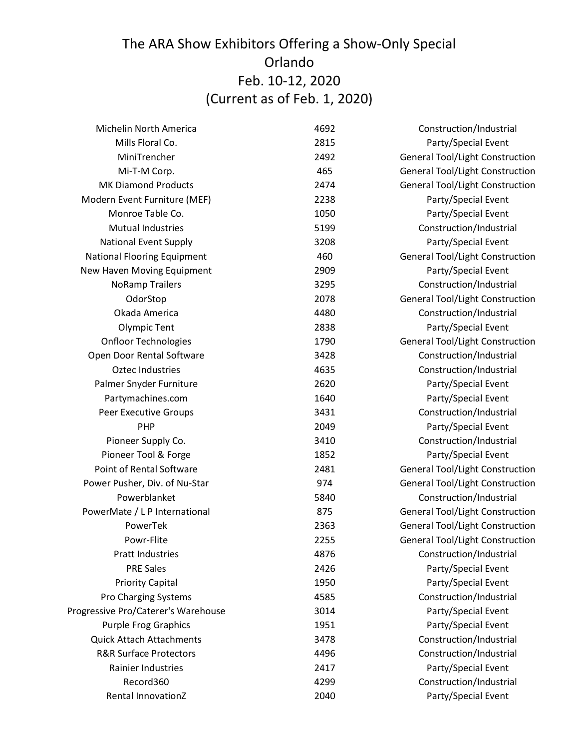# The ARA Show Exhibitors Offering a Show-Only Special
## Orlando
## Feb. 10-12, 2020
## (Current as of Feb. 1, 2020)

| | | |
|---|---|---|
| Michelin North America | 4692 | Construction/Industrial |
| Mills Floral Co. | 2815 | Party/Special Event |
| MiniTrencher | 2492 | General Tool/Light Construction |
| Mi-T-M Corp. | 465 | General Tool/Light Construction |
| MK Diamond Products | 2474 | General Tool/Light Construction |
| Modern Event Furniture (MEF) | 2238 | Party/Special Event |
| Monroe Table Co. | 1050 | Party/Special Event |
| Mutual Industries | 5199 | Construction/Industrial |
| National Event Supply | 3208 | Party/Special Event |
| National Flooring Equipment | 460 | General Tool/Light Construction |
| New Haven Moving Equipment | 2909 | Party/Special Event |
| NoRamp Trailers | 3295 | Construction/Industrial |
| OdorStop | 2078 | General Tool/Light Construction |
| Okada America | 4480 | Construction/Industrial |
| Olympic Tent | 2838 | Party/Special Event |
| Onfloor Technologies | 1790 | General Tool/Light Construction |
| Open Door Rental Software | 3428 | Construction/Industrial |
| Oztec Industries | 4635 | Construction/Industrial |
| Palmer Snyder Furniture | 2620 | Party/Special Event |
| Partymachines.com | 1640 | Party/Special Event |
| Peer Executive Groups | 3431 | Construction/Industrial |
| PHP | 2049 | Party/Special Event |
| Pioneer Supply Co. | 3410 | Construction/Industrial |
| Pioneer Tool & Forge | 1852 | Party/Special Event |
| Point of Rental Software | 2481 | General Tool/Light Construction |
| Power Pusher, Div. of Nu-Star | 974 | General Tool/Light Construction |
| Powerblanket | 5840 | Construction/Industrial |
| PowerMate / L P International | 875 | General Tool/Light Construction |
| PowerTek | 2363 | General Tool/Light Construction |
| Powr-Flite | 2255 | General Tool/Light Construction |
| Pratt Industries | 4876 | Construction/Industrial |
| PRE Sales | 2426 | Party/Special Event |
| Priority Capital | 1950 | Party/Special Event |
| Pro Charging Systems | 4585 | Construction/Industrial |
| Progressive Pro/Caterer's Warehouse | 3014 | Party/Special Event |
| Purple Frog Graphics | 1951 | Party/Special Event |
| Quick Attach Attachments | 3478 | Construction/Industrial |
| R&R Surface Protectors | 4496 | Construction/Industrial |
| Rainier Industries | 2417 | Party/Special Event |
| Record360 | 4299 | Construction/Industrial |
| Rental InnovationZ | 2040 | Party/Special Event |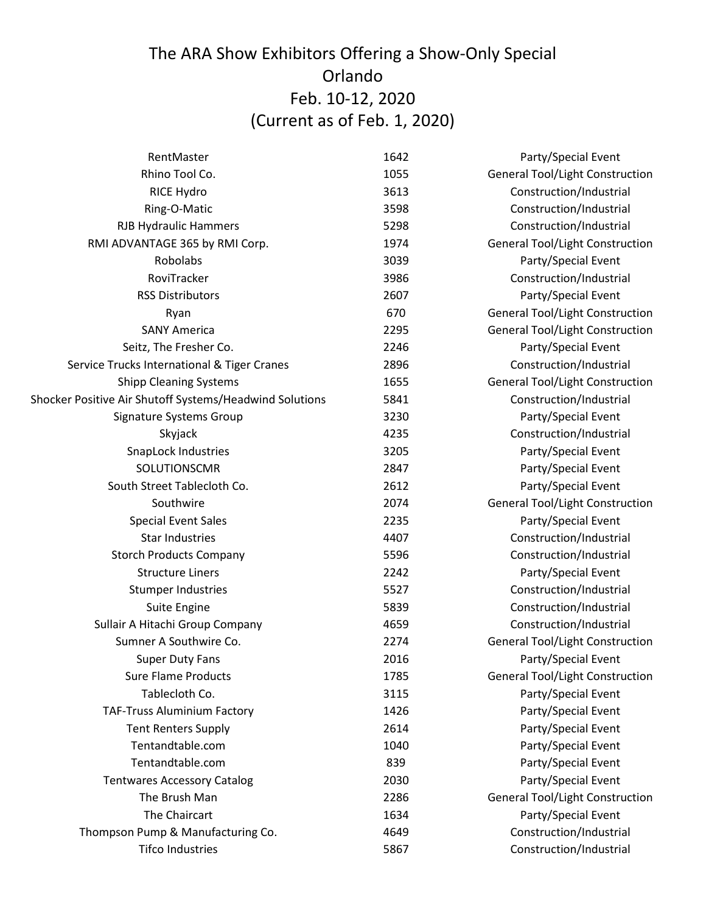# The ARA Show Exhibitors Offering a Show-Only Special
# Orlando
# Feb. 10-12, 2020
# (Current as of Feb. 1, 2020)

| | | |
|---|---|---|
| RentMaster | 1642 | Party/Special Event |
| Rhino Tool Co. | 1055 | General Tool/Light Construction |
| RICE Hydro | 3613 | Construction/Industrial |
| Ring-O-Matic | 3598 | Construction/Industrial |
| RJB Hydraulic Hammers | 5298 | Construction/Industrial |
| RMI ADVANTAGE 365 by RMI Corp. | 1974 | General Tool/Light Construction |
| Robolabs | 3039 | Party/Special Event |
| RoviTracker | 3986 | Construction/Industrial |
| RSS Distributors | 2607 | Party/Special Event |
| Ryan | 670 | General Tool/Light Construction |
| SANY America | 2295 | General Tool/Light Construction |
| Seitz, The Fresher Co. | 2246 | Party/Special Event |
| Service Trucks International & Tiger Cranes | 2896 | Construction/Industrial |
| Shipp Cleaning Systems | 1655 | General Tool/Light Construction |
| Shocker Positive Air Shutoff Systems/Headwind Solutions | 5841 | Construction/Industrial |
| Signature Systems Group | 3230 | Party/Special Event |
| Skyjack | 4235 | Construction/Industrial |
| SnapLock Industries | 3205 | Party/Special Event |
| SOLUTIONSCMR | 2847 | Party/Special Event |
| South Street Tablecloth Co. | 2612 | Party/Special Event |
| Southwire | 2074 | General Tool/Light Construction |
| Special Event Sales | 2235 | Party/Special Event |
| Star Industries | 4407 | Construction/Industrial |
| Storch Products Company | 5596 | Construction/Industrial |
| Structure Liners | 2242 | Party/Special Event |
| Stumper Industries | 5527 | Construction/Industrial |
| Suite Engine | 5839 | Construction/Industrial |
| Sullair A Hitachi Group Company | 4659 | Construction/Industrial |
| Sumner A Southwire Co. | 2274 | General Tool/Light Construction |
| Super Duty Fans | 2016 | Party/Special Event |
| Sure Flame Products | 1785 | General Tool/Light Construction |
| Tablecloth Co. | 3115 | Party/Special Event |
| TAF-Truss Aluminium Factory | 1426 | Party/Special Event |
| Tent Renters Supply | 2614 | Party/Special Event |
| Tentandtable.com | 1040 | Party/Special Event |
| Tentandtable.com | 839 | Party/Special Event |
| Tentwares Accessory Catalog | 2030 | Party/Special Event |
| The Brush Man | 2286 | General Tool/Light Construction |
| The Chaircart | 1634 | Party/Special Event |
| Thompson Pump & Manufacturing Co. | 4649 | Construction/Industrial |
| Tifco Industries | 5867 | Construction/Industrial |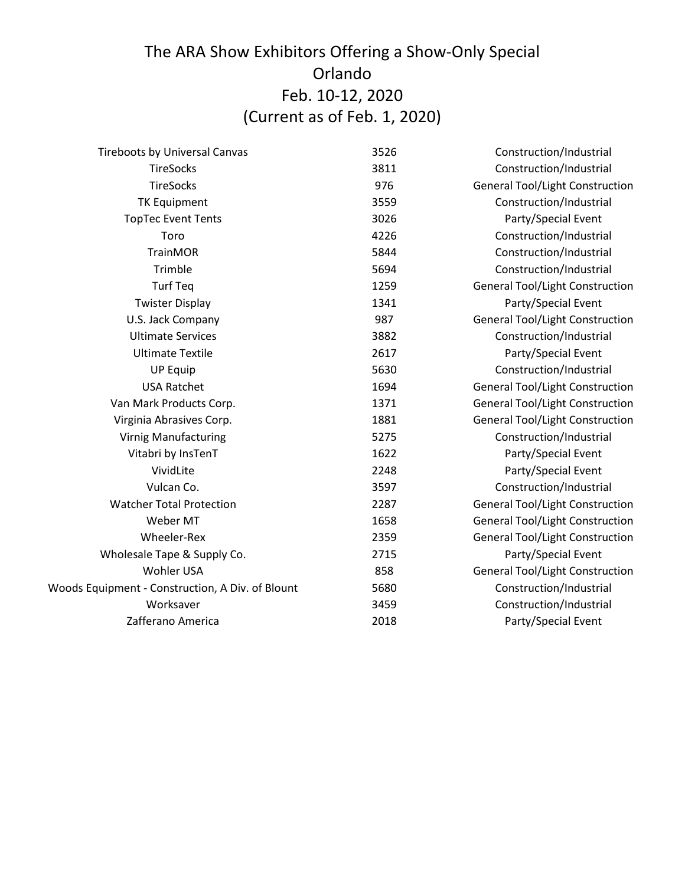# The ARA Show Exhibitors Offering a Show-Only Special
## Orlando
## Feb. 10-12, 2020
## (Current as of Feb. 1, 2020)

| | | |
|---|---|---|
| Tireboots by Universal Canvas | 3526 | Construction/Industrial |
| TireSocks | 3811 | Construction/Industrial |
| TireSocks | 976 | General Tool/Light Construction |
| TK Equipment | 3559 | Construction/Industrial |
| TopTec Event Tents | 3026 | Party/Special Event |
| Toro | 4226 | Construction/Industrial |
| TrainMOR | 5844 | Construction/Industrial |
| Trimble | 5694 | Construction/Industrial |
| Turf Teq | 1259 | General Tool/Light Construction |
| Twister Display | 1341 | Party/Special Event |
| U.S. Jack Company | 987 | General Tool/Light Construction |
| Ultimate Services | 3882 | Construction/Industrial |
| Ultimate Textile | 2617 | Party/Special Event |
| UP Equip | 5630 | Construction/Industrial |
| USA Ratchet | 1694 | General Tool/Light Construction |
| Van Mark Products Corp. | 1371 | General Tool/Light Construction |
| Virginia Abrasives Corp. | 1881 | General Tool/Light Construction |
| Virnig Manufacturing | 5275 | Construction/Industrial |
| Vitabri by InsTenT | 1622 | Party/Special Event |
| VividLite | 2248 | Party/Special Event |
| Vulcan Co. | 3597 | Construction/Industrial |
| Watcher Total Protection | 2287 | General Tool/Light Construction |
| Weber MT | 1658 | General Tool/Light Construction |
| Wheeler-Rex | 2359 | General Tool/Light Construction |
| Wholesale Tape & Supply Co. | 2715 | Party/Special Event |
| Wohler USA | 858 | General Tool/Light Construction |
| Woods Equipment - Construction, A Div. of Blount | 5680 | Construction/Industrial |
| Worksaver | 3459 | Construction/Industrial |
| Zafferano America | 2018 | Party/Special Event |